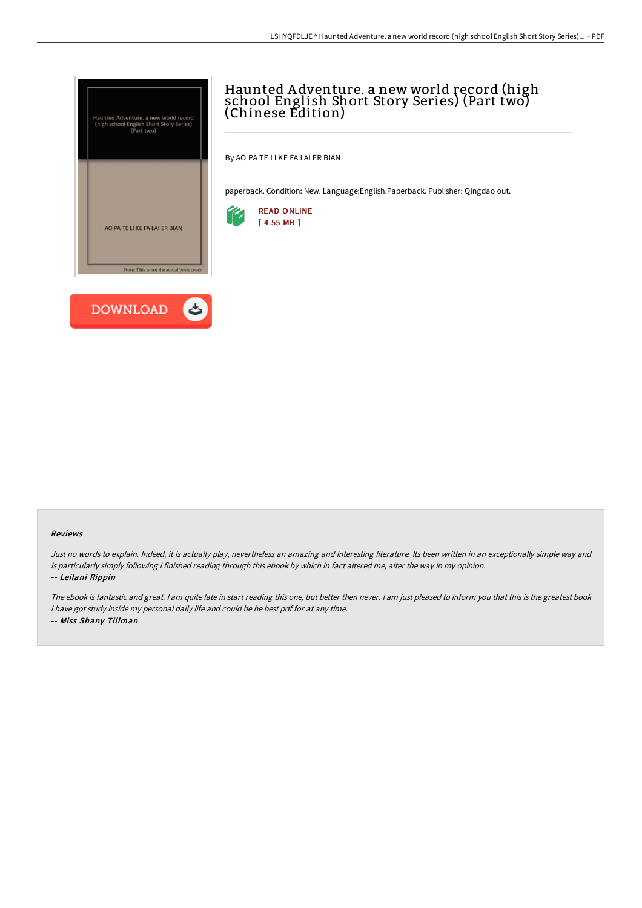# Haunted Adventure. a new world record (high school English Short Story Series) (Part two) (Chinese Edition)

By AO PA TE LI KE FA LAI ER BIAN

paperback. Condition: New. Language:English.Paperback. Publisher: Qingdao out.

READ ONLINE
[ 4.55 MB ]

DOWNLOAD

### Reviews

*Just no words to explain. Indeed, it is actually play, nevertheless an amazing and interesting literature. Its been written in an exceptionally simple way and is particularly simply following i finished reading through this ebook by which in fact altered me, alter the way in my opinion.*

*-- Leilani Rippin*

*The ebook is fantastic and great. I am quite late in start reading this one, but better then never. I am just pleased to inform you that this is the greatest book i have got study inside my personal daily life and could be he best pdf for at any time.*

*-- Miss Shany Tillman*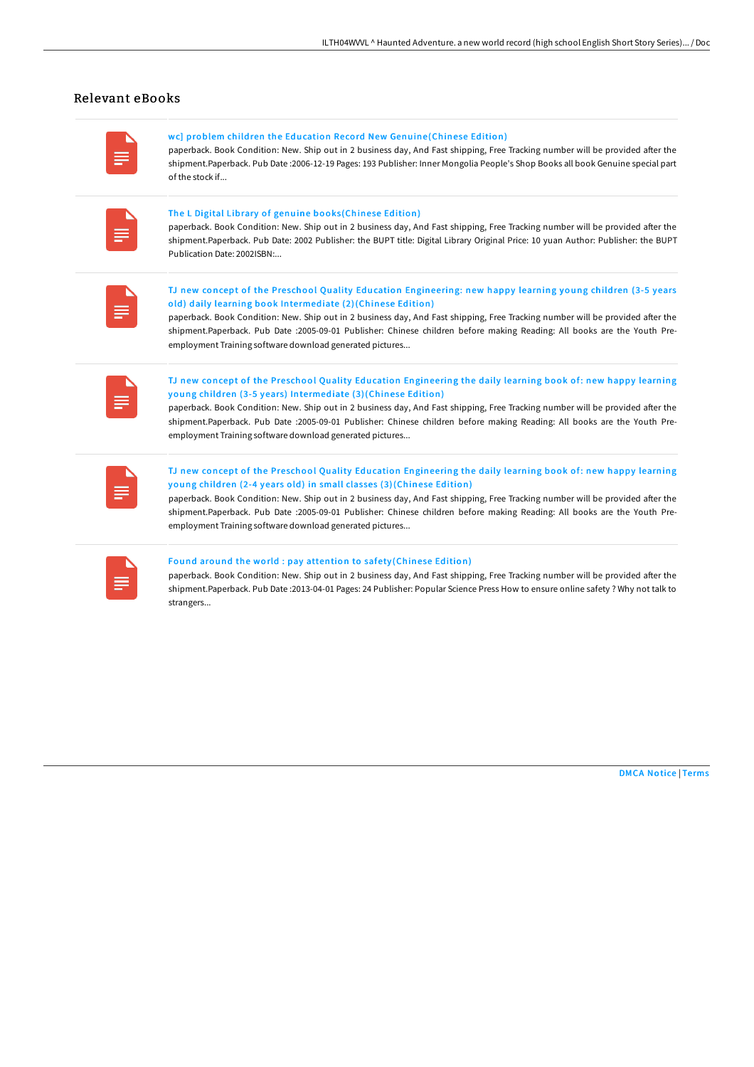## Relevant eBooks

### wc] problem children the Education Record New Genuine(Chinese Edition)

paperback. Book Condition: New. Ship out in 2 business day, And Fast shipping, Free Tracking number will be provided after the shipment.Paperback. Pub Date :2006-12-19 Pages: 193 Publisher: Inner Mongolia People's Shop Books all book Genuine special part of the stock if...

### The L Digital Library of genuine books(Chinese Edition)

paperback. Book Condition: New. Ship out in 2 business day, And Fast shipping, Free Tracking number will be provided after the shipment.Paperback. Pub Date: 2002 Publisher: the BUPT title: Digital Library Original Price: 10 yuan Author: Publisher: the BUPT Publication Date: 2002ISBN:...

### TJ new concept of the Preschool Quality Education Engineering: new happy learning young children (3-5 years old) daily learning book Intermediate (2)(Chinese Edition)

paperback. Book Condition: New. Ship out in 2 business day, And Fast shipping, Free Tracking number will be provided after the shipment.Paperback. Pub Date :2005-09-01 Publisher: Chinese children before making Reading: All books are the Youth Pre-employment Training software download generated pictures...

### TJ new concept of the Preschool Quality Education Engineering the daily learning book of: new happy learning young children (3-5 years) Intermediate (3)(Chinese Edition)

paperback. Book Condition: New. Ship out in 2 business day, And Fast shipping, Free Tracking number will be provided after the shipment.Paperback. Pub Date :2005-09-01 Publisher: Chinese children before making Reading: All books are the Youth Pre-employment Training software download generated pictures...

### TJ new concept of the Preschool Quality Education Engineering the daily learning book of: new happy learning young children (2-4 years old) in small classes (3)(Chinese Edition)

paperback. Book Condition: New. Ship out in 2 business day, And Fast shipping, Free Tracking number will be provided after the shipment.Paperback. Pub Date :2005-09-01 Publisher: Chinese children before making Reading: All books are the Youth Pre-employment Training software download generated pictures...

### Found around the world : pay attention to safety(Chinese Edition)

paperback. Book Condition: New. Ship out in 2 business day, And Fast shipping, Free Tracking number will be provided after the shipment.Paperback. Pub Date :2013-04-01 Pages: 24 Publisher: Popular Science Press How to ensure online safety ? Why not talk to strangers...

DMCA Notice | Terms